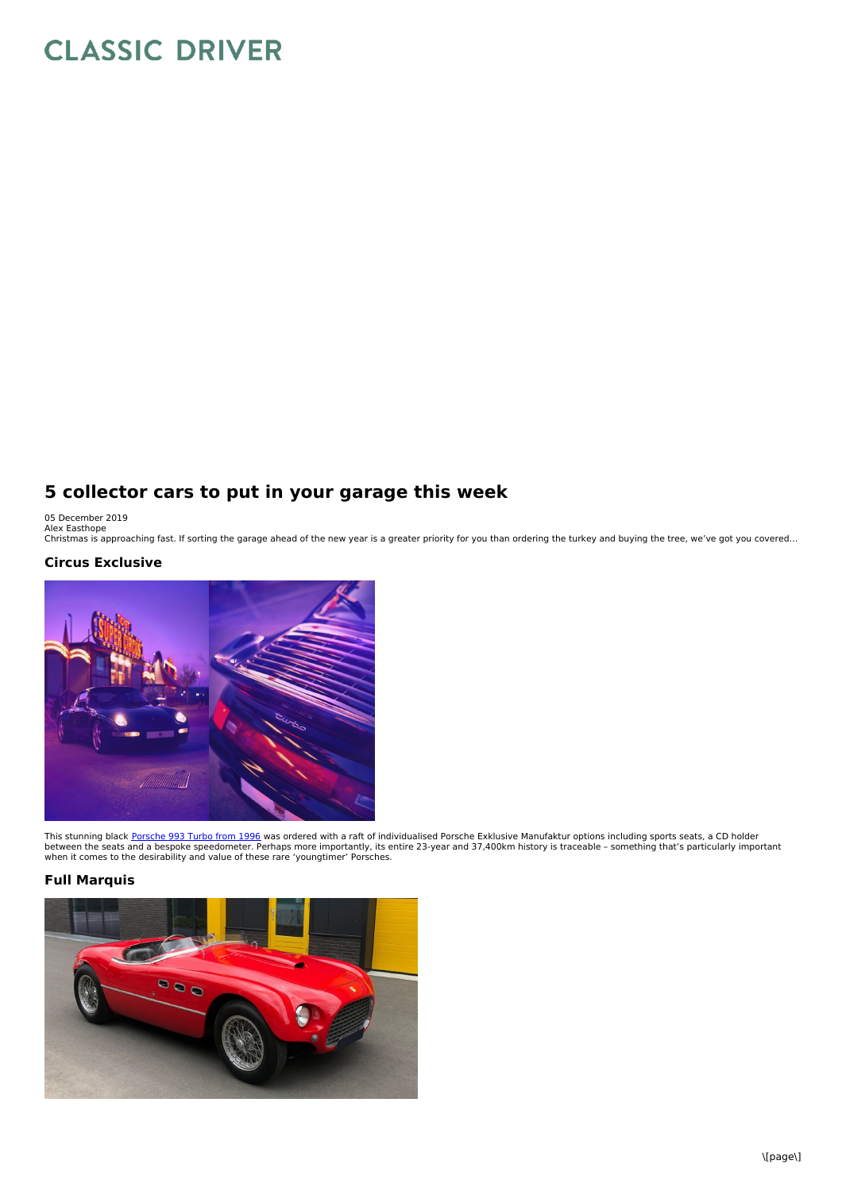# 5 collector cars to put in your garage this week

05 December 2019
Alex Easthope
Christmas is approaching fast. If sorting the garage ahead of the new year is a greater priority for you than ordering the turkey and buying the tree, we've got you covered...

## Circus Exclusive

This stunning black Porsche 993 Turbo from 1996 was ordered with a raft of individualised Porsche Exklusive Manufaktur options including sports seats, a CD holder between the seats and a bespoke speedometer. Perhaps more importantly, its entire 23-year and 37,400km history is traceable – something that's particularly important when it comes to the desirability and value of these rare 'youngtimer' Porsches.

## Full Marquis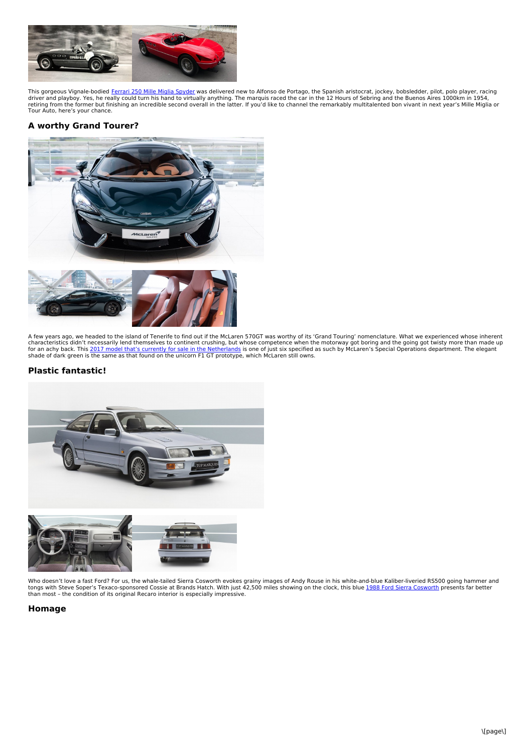This gorgeous Vignale-bodied Ferrari 250 Mille Miglia Spyder was delivered new to Alfonso de Portago, the Spanish aristocrat, jockey, bobsledder, pilot, polo player, racing driver and playboy. Yes, he really could turn his hand to virtually anything. The marquis raced the car in the 12 Hours of Sebring and the Buenos Aires 1000km in 1954, retiring from the former but finishing an incredible second overall in the latter. If you'd like to channel the remarkably multitalented bon vivant in next year's Mille Miglia or Tour Auto, here's your chance.

## A worthy Grand Tourer?

A few years ago, we headed to the island of Tenerife to find out if the McLaren 570GT was worthy of its 'Grand Touring' nomenclature. What we experienced whose inherent characteristics didn't necessarily lend themselves to continent crushing, but whose competence when the motorway got boring and the going got twisty more than made up for an achy back. This 2017 model that's currently for sale in the Netherlands is one of just six specified as such by McLaren's Special Operations department. The elegant shade of dark green is the same as that found on the unicorn F1 GT prototype, which McLaren still owns.

## Plastic fantastic!

Who doesn't love a fast Ford? For us, the whale-tailed Sierra Cosworth evokes grainy images of Andy Rouse in his white-and-blue Kaliber-liveried RS500 going hammer and tongs with Steve Soper's Texaco-sponsored Cossie at Brands Hatch. With just 42,500 miles showing on the clock, this blue 1988 Ford Sierra Cosworth presents far better than most – the condition of its original Recaro interior is especially impressive.

## Homage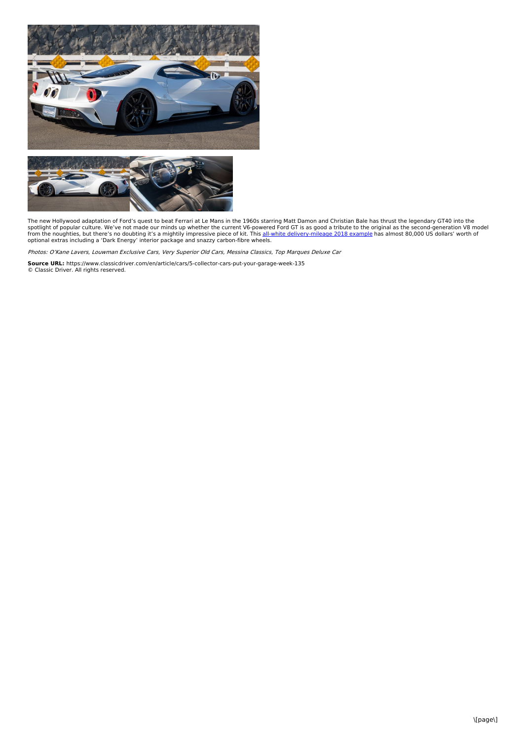The new Hollywood adaptation of Ford's quest to beat Ferrari at Le Mans in the 1960s starring Matt Damon and Christian Bale has thrust the legendary GT40 into the spotlight of popular culture. We've not made our minds up whether the current V6-powered Ford GT is as good a tribute to the original as the second-generation V8 model from the noughties, but there's no doubting it's a mightily impressive piece of kit. This [all-white delivery-mileage 2018 example] has almost 80,000 US dollars' worth of optional extras including a 'Dark Energy' interior package and snazzy carbon-fibre wheels.

*Photos: O'Kane Lavers, Louwman Exclusive Cars, Very Superior Old Cars, Messina Classics, Top Marques Deluxe Car*

**Source URL:** https://www.classicdriver.com/en/article/cars/5-collector-cars-put-your-garage-week-135
© Classic Driver. All rights reserved.